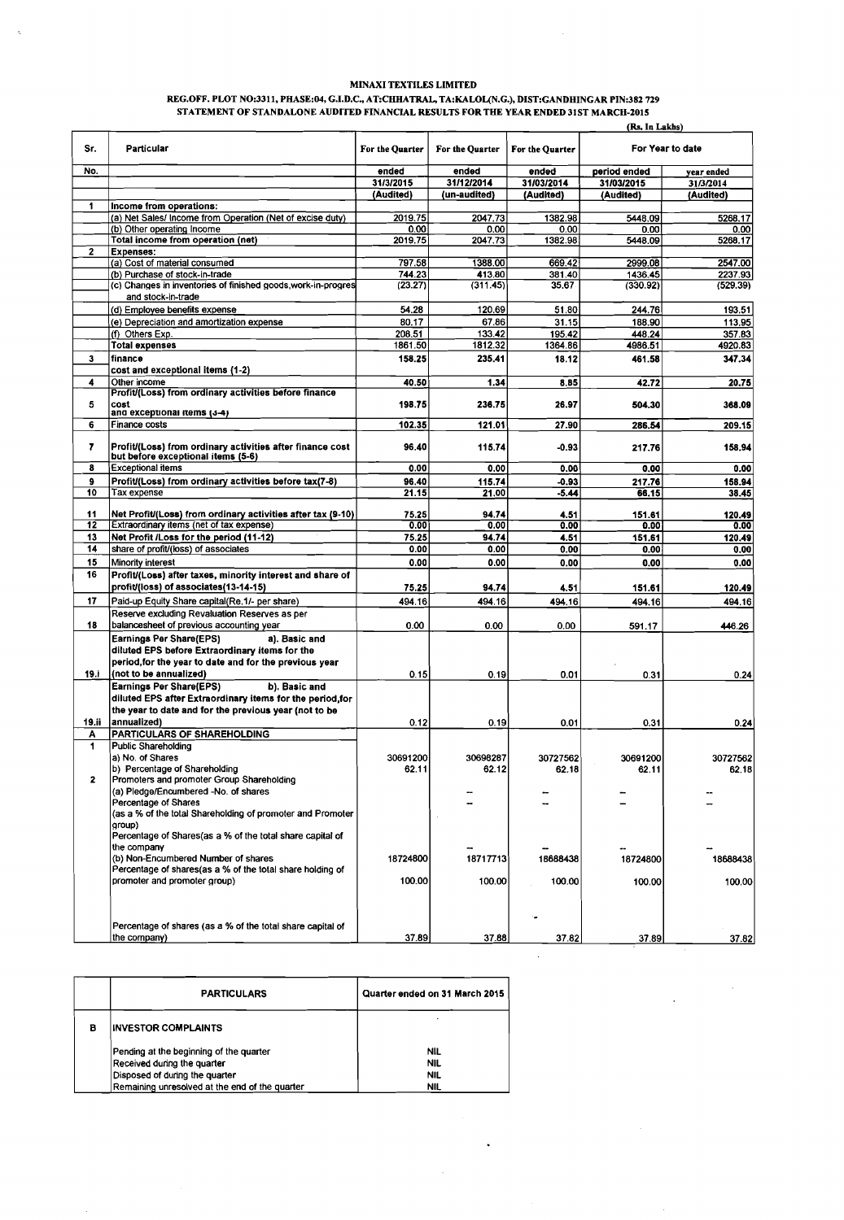**MINAXI TEXTILES LIMITED**

**REG.OFF. PLOT NO:3311, PHASE:04, G.I.D.C., AT:CHHATRAL, TA:KALOL(N.G.), DIST:GANDHINGAR PIN:382 729**

**STATEMENT OF STANDALONE AUDITED FINANCIAL RESULTS FOR THE YEAR ENDED 31ST MARCH-2015**

(Rs. In Lakhs)

| Sr. | Particular | For the Quarter | For the Quarter | For the Quarter | For Year to date | |
|---|---|---|---|---|---|---|
| No. | | ended | ended | ended | period ended | year ended |
| | | 31/3/2015 | 31/12/2014 | 31/03/2014 | 31/03/2015 | 31/3/2014 |
| | | (Audited) | (un-audited) | (Audited) | (Audited) | (Audited) |
| 1 | **Income from operations:** | | | | | |
| | (a) Net Sales/ Income from Operation (Net of excise duty) | 2019.75 | 2047.73 | 1382.98 | 5448.09 | 5268.17 |
| | (b) Other operating Income | 0.00 | 0.00 | 0.00 | 0.00 | 0.00 |
| | Total income from operation (net) | 2019.75 | 2047.73 | 1382.98 | 5448.09 | 5268.17 |
| 2 | **Expenses:** | | | | | |
| | (a) Cost of material consumed | 797.58 | 1388.00 | 669.42 | 2999.08 | 2547.00 |
| | (b) Purchase of stock-in-trade | 744.23 | 413.80 | 381.40 | 1436.45 | 2237.93 |
| | (c) Changes in inventories of finished goods,work-in-progres and stock-in-trade | (23.27) | (311.45) | 35.67 | (330.92) | (529.39) |
| | (d) Employee benefits expense | 54.28 | 120.69 | 51.80 | 244.76 | 193.51 |
| | (e) Depreciation and amortization expense | 80.17 | 67.86 | 31.15 | 188.90 | 113.95 |
| | (f) Others Exp. | 208.51 | 133.42 | 195.42 | 448.24 | 357.83 |
| | **Total expenses** | 1861.50 | 1812.32 | 1364.86 | 4986.51 | 4920.83 |
| 3 | **finance cost and exceptional items (1-2)** | 158.25 | 235.41 | 18.12 | 461.58 | 347.34 |
| 4 | Other income | 40.50 | 1.34 | 8.85 | 42.72 | 20.75 |
| 5 | **Profit/(Loss) from ordinary activities before finance cost and exceptional items (3-4)** | 198.75 | 236.75 | 26.97 | 504.30 | 368.09 |
| 6 | Finance costs | 102.35 | 121.01 | 27.90 | 286.54 | 209.15 |
| 7 | **Profit/(Loss) from ordinary activities after finance cost but before exceptional items (5-6)** | 96.40 | 115.74 | -0.93 | 217.76 | 158.94 |
| 8 | Exceptional items | 0.00 | 0.00 | 0.00 | 0.00 | 0.00 |
| 9 | **Profit/(Loss) from ordinary activities before tax(7-8)** | 96.40 | 115.74 | -0.93 | 217.76 | 158.94 |
| 10 | Tax expense | 21.15 | 21.00 | -5.44 | 66.15 | 38.45 |
| 11 | **Net Profit/(Loss) from ordinary activities after tax (9-10)** | 75.25 | 94.74 | 4.51 | 151.61 | 120.49 |
| 12 | Extraordinary items (net of tax expense) | 0.00 | 0.00 | 0.00 | 0.00 | 0.00 |
| 13 | **Net Profit /Loss for the period (11-12)** | 75.25 | 94.74 | 4.51 | 151.61 | 120.49 |
| 14 | share of profit/(loss) of associates | 0.00 | 0.00 | 0.00 | 0.00 | 0.00 |
| 15 | Minority interest | 0.00 | 0.00 | 0.00 | 0.00 | 0.00 |
| 16 | **Profit/(Loss) after taxes, minority interest and share of profit/(loss) of associates(13-14-15)** | 75.25 | 94.74 | 4.51 | 151.61 | 120.49 |
| 17 | Paid-up Equity Share capital(Re.1/- per share) | 494.16 | 494.16 | 494.16 | 494.16 | 494.16 |
| 18 | Reserve excluding Revaluation Reserves as per balancesheet of previous accounting year | 0.00 | 0.00 | 0.00 | 591.17 | 446.26 |
| 19.i | **Earnings Per Share(EPS) a). Basic and diluted EPS before Extraordinary items for the period,for the year to date and for the previous year (not to be annualized)** | 0.15 | 0.19 | 0.01 | 0.31 | 0.24 |
| 19.ii | **Earnings Per Share(EPS) b). Basic and diluted EPS after Extraordinary items for the period,for the year to date and for the previous year (not to be annualized)** | 0.12 | 0.19 | 0.01 | 0.31 | 0.24 |
| A | **PARTICULARS OF SHAREHOLDING** | | | | | |
| 1 | Public Shareholding | | | | | |
| | a) No. of Shares | 30691200 | 30698287 | 30727562 | 30691200 | 30727562 |
| | b) Percentage of Shareholding | 62.11 | 62.12 | 62.18 | 62.11 | 62.18 |
| 2 | Promoters and promoter Group Shareholding | | | | | |
| | (a) Pledge/Encumbered -No. of shares | | -- | -- | -- | -- |
| | Percentage of Shares (as a % of the total Shareholding of promoter and Promoter group) | | -- | -- | -- | -- |
| | Percentage of Shares(as a % of the total share capital of the company | | -- | -- | -- | -- |
| | (b) Non-Encumbered Number of shares | 18724800 | 18717713 | 18688438 | 18724800 | 18688438 |
| | Percentage of shares(as a % of the total share holding of promoter and promoter group) | 100.00 | 100.00 | 100.00 | 100.00 | 100.00 |
| | Percentage of shares (as a % of the total share capital of the company) | 37.89 | 37.88 | 37.82 | 37.89 | 37.82 |

| | PARTICULARS | Quarter ended on 31 March 2015 |
|---|---|---|
| B | **INVESTOR COMPLAINTS** | |
| | Pending at the beginning of the quarter | NIL |
| | Received during the quarter | NIL |
| | Disposed of during the quarter | NIL |
| | Remaining unresolved at the end of the quarter | NIL |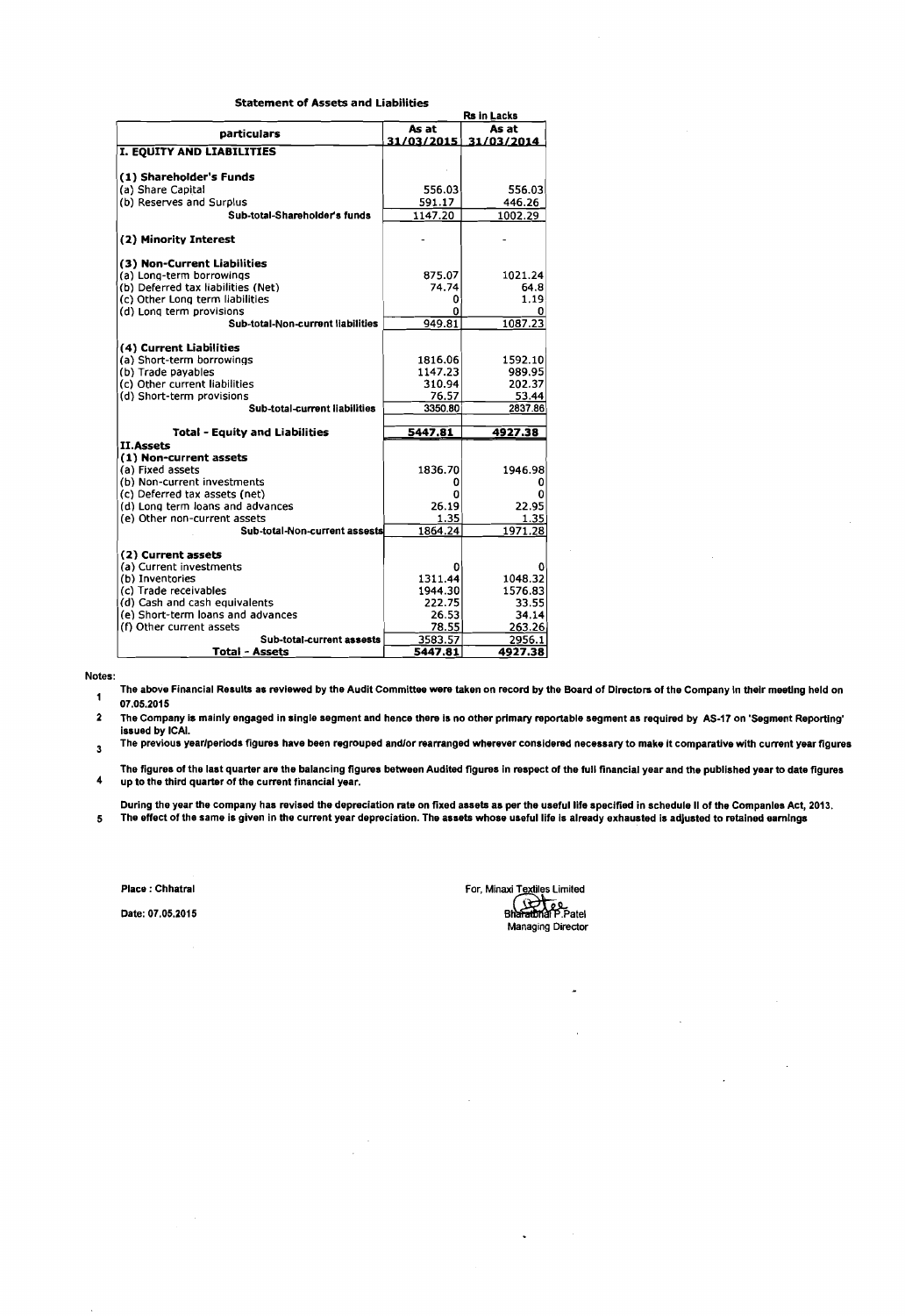### Statement of Assets and Liabilities

| particulars | As at 31/03/2015 | As at 31/03/2014 |
|---|---|---|
| | Rs in Lacks | |
| **I. EQUITY AND LIABILITIES** | | |
| **(1) Shareholder's Funds** | | |
| (a) Share Capital | 556.03 | 556.03 |
| (b) Reserves and Surplus | 591.17 | 446.26 |
| **Sub-total-Shareholder's funds** | 1147.20 | 1002.29 |
| **(2) Minority Interest** | - | - |
| **(3) Non-Current Liabilities** | | |
| (a) Long-term borrowings | 875.07 | 1021.24 |
| (b) Deferred tax liabilities (Net) | 74.74 | 64.8 |
| (c) Other Long term liabilities | 0 | 1.19 |
| (d) Long term provisions | 0 | 0 |
| **Sub-total-Non-current liabilities** | 949.81 | 1087.23 |
| **(4) Current Liabilities** | | |
| (a) Short-term borrowings | 1816.06 | 1592.10 |
| (b) Trade payables | 1147.23 | 989.95 |
| (c) Other current liabilities | 310.94 | 202.37 |
| (d) Short-term provisions | 76.57 | 53.44 |
| **Sub-total-current liabilities** | 3350.80 | 2837.86 |
| **Total - Equity and Liabilities** | **5447.81** | **4927.38** |
| **II.Assets** | | |
| **(1) Non-current assets** | | |
| (a) Fixed assets | 1836.70 | 1946.98 |
| (b) Non-current investments | 0 | 0 |
| (c) Deferred tax assets (net) | 0 | 0 |
| (d) Long term loans and advances | 26.19 | 22.95 |
| (e) Other non-current assets | 1.35 | 1.35 |
| **Sub-total-Non-current assests** | 1864.24 | 1971.28 |
| **(2) Current assets** | | |
| (a) Current investments | 0 | 0 |
| (b) Inventories | 1311.44 | 1048.32 |
| (c) Trade receivables | 1944.30 | 1576.83 |
| (d) Cash and cash equivalents | 222.75 | 33.55 |
| (e) Short-term loans and advances | 26.53 | 34.14 |
| (f) Other current assets | 78.55 | 263.26 |
| **Sub-total-current assests** | 3583.57 | 2956.1 |
| **Total - Assets** | **5447.81** | **4927.38** |

**Notes:**

1. The above Financial Results as reviewed by the Audit Committee were taken on record by the Board of Directors of the Company in their meeting held on 07.05.2015
2. The Company is mainly engaged in single segment and hence there is no other primary reportable segment as required by AS-17 on 'Segment Reporting' issued by ICAI.
3. The previous year/periods figures have been regrouped and/or rearranged wherever considered necessary to make it comparative with current year figures
4. The figures of the last quarter are the balancing figures between Audited figures in respect of the full financial year and the published year to date figures up to the third quarter of the current financial year.
5. During the year the company has revised the depreciation rate on fixed assets as per the useful life specified in schedule II of the Companies Act, 2013. The effect of the same is given in the current year depreciation. The assets whose useful life is already exhausted is adjusted to retained earnings

Place : Chhatral

Date: 07.05.2015

For, Minaxi Textiles Limited

Bharatbhai P.Patel
Managing Director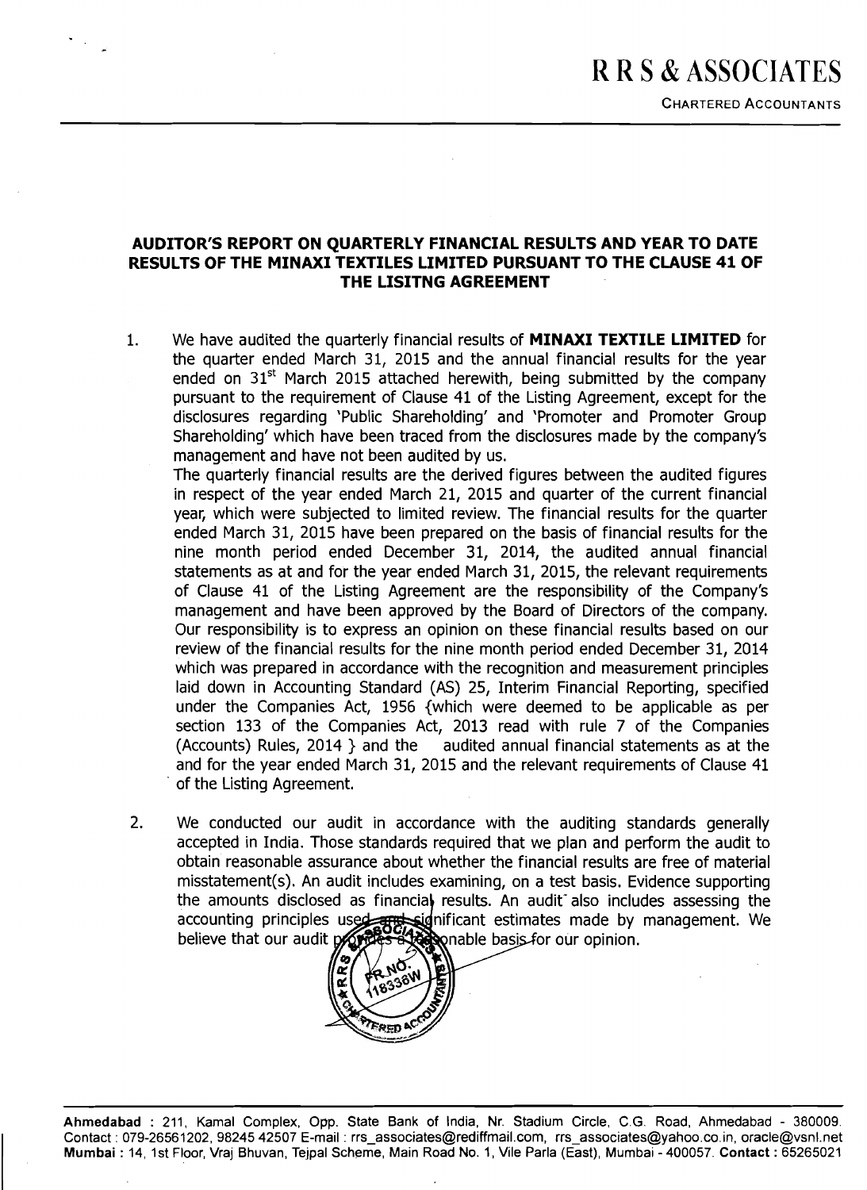# R R S & ASSOCIATES

CHARTERED ACCOUNTANTS

## AUDITOR'S REPORT ON QUARTERLY FINANCIAL RESULTS AND YEAR TO DATE RESULTS OF THE MINAXI TEXTILES LIMITED PURSUANT TO THE CLAUSE 41 OF THE LISITNG AGREEMENT

1. We have audited the quarterly financial results of **MINAXI TEXTILE LIMITED** for the quarter ended March 31, 2015 and the annual financial results for the year ended on 31st March 2015 attached herewith, being submitted by the company pursuant to the requirement of Clause 41 of the Listing Agreement, except for the disclosures regarding 'Public Shareholding' and 'Promoter and Promoter Group Shareholding' which have been traced from the disclosures made by the company's management and have not been audited by us.

   The quarterly financial results are the derived figures between the audited figures in respect of the year ended March 21, 2015 and quarter of the current financial year, which were subjected to limited review. The financial results for the quarter ended March 31, 2015 have been prepared on the basis of financial results for the nine month period ended December 31, 2014, the audited annual financial statements as at and for the year ended March 31, 2015, the relevant requirements of Clause 41 of the Listing Agreement are the responsibility of the Company's management and have been approved by the Board of Directors of the company. Our responsibility is to express an opinion on these financial results based on our review of the financial results for the nine month period ended December 31, 2014 which was prepared in accordance with the recognition and measurement principles laid down in Accounting Standard (AS) 25, Interim Financial Reporting, specified under the Companies Act, 1956 {which were deemed to be applicable as per section 133 of the Companies Act, 2013 read with rule 7 of the Companies (Accounts) Rules, 2014 } and the audited annual financial statements as at the and for the year ended March 31, 2015 and the relevant requirements of Clause 41 of the Listing Agreement.

2. We conducted our audit in accordance with the auditing standards generally accepted in India. Those standards required that we plan and perform the audit to obtain reasonable assurance about whether the financial results are free of material misstatement(s). An audit includes examining, on a test basis. Evidence supporting the amounts disclosed as financial results. An audit also includes assessing the accounting principles used and significant estimates made by management. We believe that our audit provides a reasonable basis for our opinion.

Ahmedabad : 211, Kamal Complex, Opp. State Bank of India, Nr. Stadium Circle, C.G. Road, Ahmedabad - 380009. Contact : 079-26561202, 98245 42507 E-mail : rrs_associates@rediffmail.com, rrs_associates@yahoo.co.in, oracle@vsnl.net
Mumbai : 14, 1st Floor, Vraj Bhuvan, Tejpal Scheme, Main Road No. 1, Vile Parla (East), Mumbai - 400057. Contact : 65265021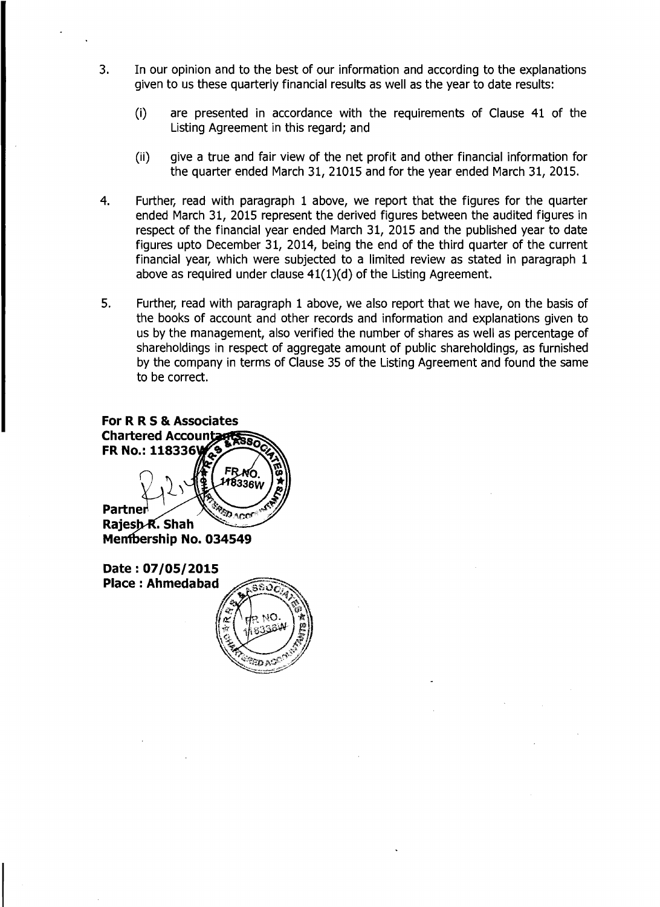3. In our opinion and to the best of our information and according to the explanations given to us these quarterly financial results as well as the year to date results:

   (i) are presented in accordance with the requirements of Clause 41 of the Listing Agreement in this regard; and

   (ii) give a true and fair view of the net profit and other financial information for the quarter ended March 31, 21015 and for the year ended March 31, 2015.

4. Further, read with paragraph 1 above, we report that the figures for the quarter ended March 31, 2015 represent the derived figures between the audited figures in respect of the financial year ended March 31, 2015 and the published year to date figures upto December 31, 2014, being the end of the third quarter of the current financial year, which were subjected to a limited review as stated in paragraph 1 above as required under clause 41(1)(d) of the Listing Agreement.

5. Further, read with paragraph 1 above, we also report that we have, on the basis of the books of account and other records and information and explanations given to us by the management, also verified the number of shares as well as percentage of shareholdings in respect of aggregate amount of public shareholdings, as furnished by the company in terms of Clause 35 of the Listing Agreement and found the same to be correct.

**For R R S & Associates**
**Chartered Accountants**
**FR No.: 118336W**

**Partner**
**Rajesh R. Shah**
**Membership No. 034549**

**Date : 07/05/2015**
**Place : Ahmedabad**